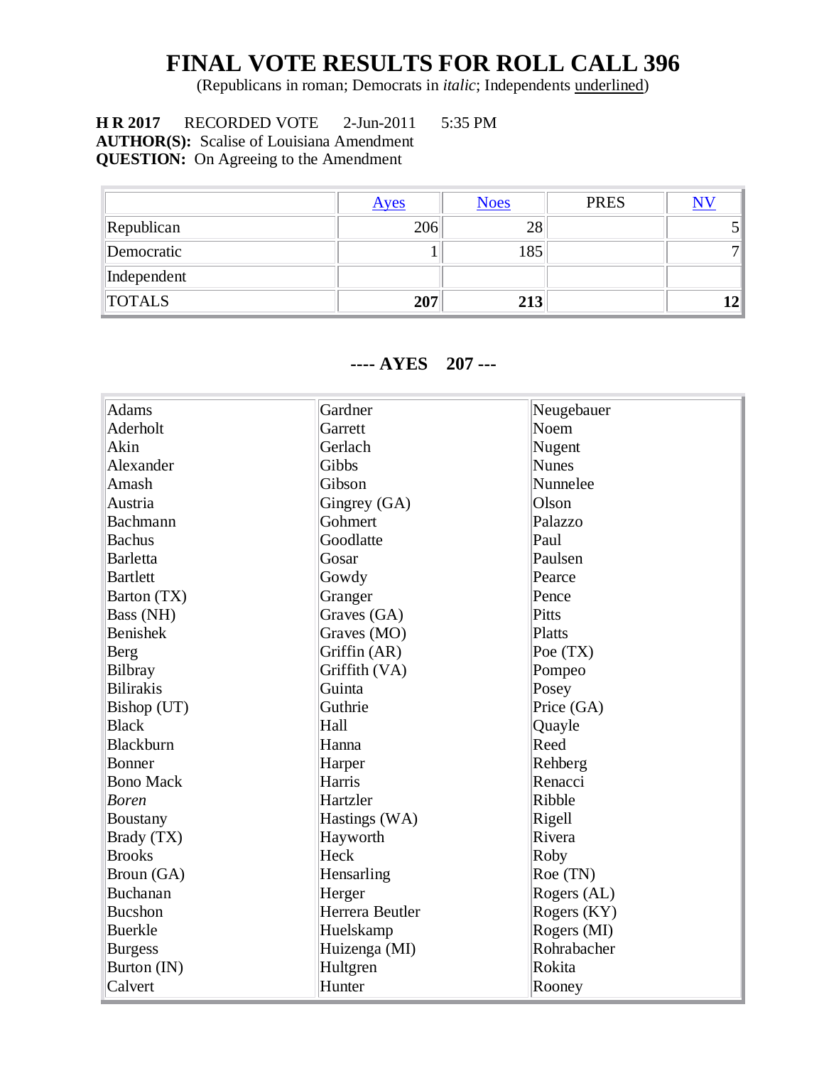# FINAL VOTE RESULTS FOR ROLL CALL 396

(Republicans in roman; Democrats in *italic*; Independents underlined)

**H R 2017** RECORDED VOTE 2-Jun-2011 5:35 PM
**AUTHOR(S):** Scalise of Louisiana Amendment
**QUESTION:** On Agreeing to the Amendment

| | Ayes | Noes | PRES | NV |
|---|---|---|---|---|
| Republican | 206 | 28 | | 5 |
| Democratic | 1 | 185 | | 7 |
| Independent | | | | |
| TOTALS | **207** | **213** | | **12** |

### ---- AYES 207 ---

| | | |
|---|---|---|
| Adams | Gardner | Neugebauer |
| Aderholt | Garrett | Noem |
| Akin | Gerlach | Nugent |
| Alexander | Gibbs | Nunes |
| Amash | Gibson | Nunnelee |
| Austria | Gingrey (GA) | Olson |
| Bachmann | Gohmert | Palazzo |
| Bachus | Goodlatte | Paul |
| Barletta | Gosar | Paulsen |
| Bartlett | Gowdy | Pearce |
| Barton (TX) | Granger | Pence |
| Bass (NH) | Graves (GA) | Pitts |
| Benishek | Graves (MO) | Platts |
| Berg | Griffin (AR) | Poe (TX) |
| Bilbray | Griffith (VA) | Pompeo |
| Bilirakis | Guinta | Posey |
| Bishop (UT) | Guthrie | Price (GA) |
| Black | Hall | Quayle |
| Blackburn | Hanna | Reed |
| Bonner | Harper | Rehberg |
| Bono Mack | Harris | Renacci |
| *Boren* | Hartzler | Ribble |
| Boustany | Hastings (WA) | Rigell |
| Brady (TX) | Hayworth | Rivera |
| Brooks | Heck | Roby |
| Broun (GA) | Hensarling | Roe (TN) |
| Buchanan | Herger | Rogers (AL) |
| Bucshon | Herrera Beutler | Rogers (KY) |
| Buerkle | Huelskamp | Rogers (MI) |
| Burgess | Huizenga (MI) | Rohrabacher |
| Burton (IN) | Hultgren | Rokita |
| Calvert | Hunter | Rooney |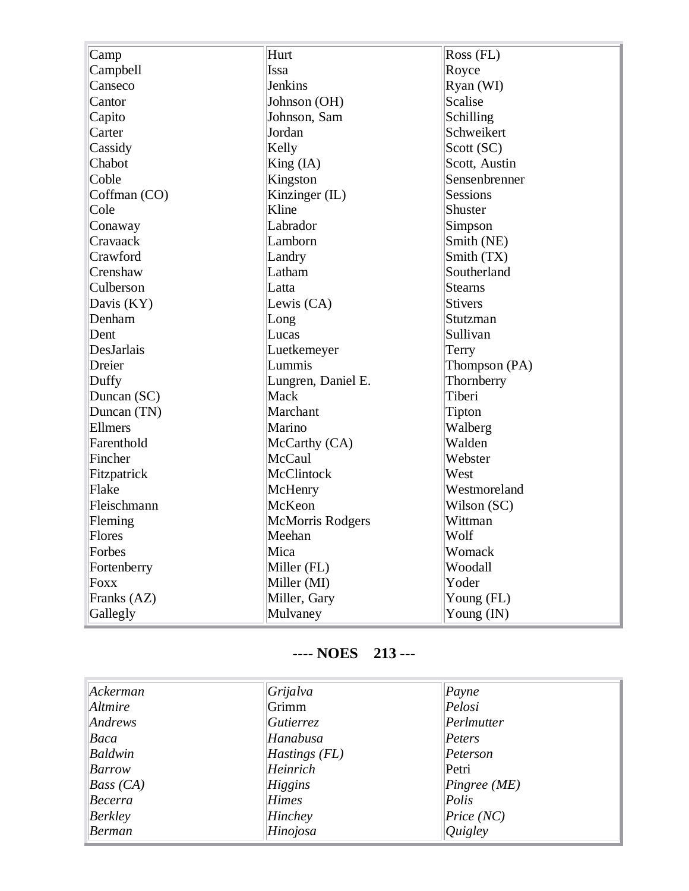| | | |
|---|---|---|
| Camp | Hurt | Ross (FL) |
| Campbell | Issa | Royce |
| Canseco | Jenkins | Ryan (WI) |
| Cantor | Johnson (OH) | Scalise |
| Capito | Johnson, Sam | Schilling |
| Carter | Jordan | Schweikert |
| Cassidy | Kelly | Scott (SC) |
| Chabot | King (IA) | Scott, Austin |
| Coble | Kingston | Sensenbrenner |
| Coffman (CO) | Kinzinger (IL) | Sessions |
| Cole | Kline | Shuster |
| Conaway | Labrador | Simpson |
| Cravaack | Lamborn | Smith (NE) |
| Crawford | Landry | Smith (TX) |
| Crenshaw | Latham | Southerland |
| Culberson | Latta | Stearns |
| Davis (KY) | Lewis (CA) | Stivers |
| Denham | Long | Stutzman |
| Dent | Lucas | Sullivan |
| DesJarlais | Luetkemeyer | Terry |
| Dreier | Lummis | Thompson (PA) |
| Duffy | Lungren, Daniel E. | Thornberry |
| Duncan (SC) | Mack | Tiberi |
| Duncan (TN) | Marchant | Tipton |
| Ellmers | Marino | Walberg |
| Farenthold | McCarthy (CA) | Walden |
| Fincher | McCaul | Webster |
| Fitzpatrick | McClintock | West |
| Flake | McHenry | Westmoreland |
| Fleischmann | McKeon | Wilson (SC) |
| Fleming | McMorris Rodgers | Wittman |
| Flores | Meehan | Wolf |
| Forbes | Mica | Womack |
| Fortenberry | Miller (FL) | Woodall |
| Foxx | Miller (MI) | Yoder |
| Franks (AZ) | Miller, Gary | Young (FL) |
| Gallegly | Mulvaney | Young (IN) |

**---- NOES 213 ---**

| | | |
|---|---|---|
| *Ackerman* | *Grijalva* | *Payne* |
| *Altmire* | Grimm | *Pelosi* |
| *Andrews* | *Gutierrez* | *Perlmutter* |
| *Baca* | *Hanabusa* | *Peters* |
| *Baldwin* | *Hastings (FL)* | *Peterson* |
| *Barrow* | *Heinrich* | Petri |
| *Bass (CA)* | *Higgins* | *Pingree (ME)* |
| *Becerra* | *Himes* | *Polis* |
| *Berkley* | *Hinchey* | *Price (NC)* |
| *Berman* | *Hinojosa* | *Quigley* |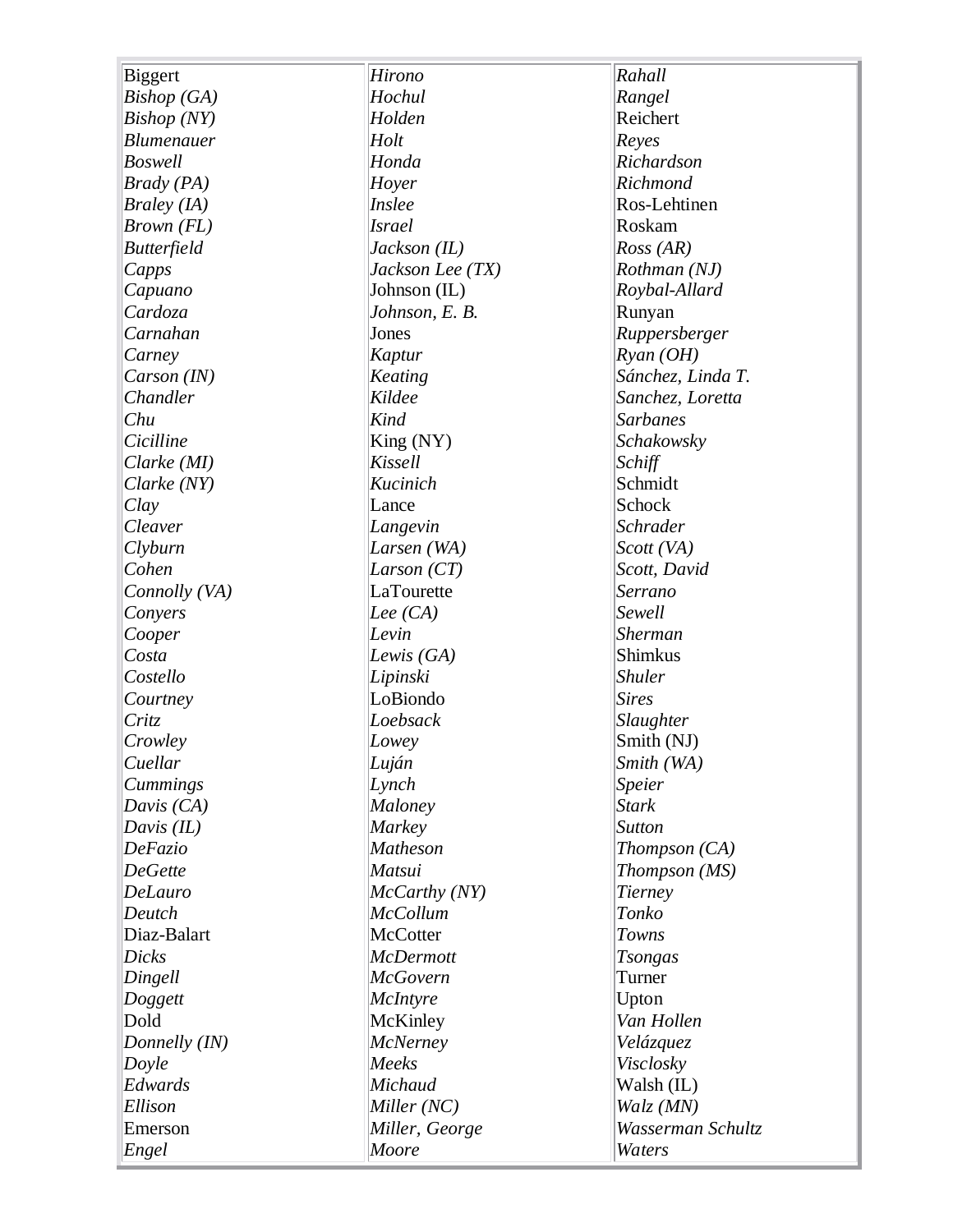| | | |
|---|---|---|
| Biggert | *Hirono* | *Rahall* |
| *Bishop (GA)* | *Hochul* | *Rangel* |
| *Bishop (NY)* | *Holden* | Reichert |
| *Blumenauer* | *Holt* | *Reyes* |
| *Boswell* | *Honda* | *Richardson* |
| *Brady (PA)* | *Hoyer* | *Richmond* |
| *Braley (IA)* | *Inslee* | Ros-Lehtinen |
| *Brown (FL)* | *Israel* | Roskam |
| *Butterfield* | *Jackson (IL)* | *Ross (AR)* |
| *Capps* | *Jackson Lee (TX)* | *Rothman (NJ)* |
| *Capuano* | Johnson (IL) | *Roybal-Allard* |
| *Cardoza* | *Johnson, E. B.* | Runyan |
| *Carnahan* | Jones | *Ruppersberger* |
| *Carney* | *Kaptur* | *Ryan (OH)* |
| *Carson (IN)* | *Keating* | *Sánchez, Linda T.* |
| *Chandler* | *Kildee* | *Sanchez, Loretta* |
| *Chu* | *Kind* | *Sarbanes* |
| *Cicilline* | King (NY) | *Schakowsky* |
| *Clarke (MI)* | *Kissell* | *Schiff* |
| *Clarke (NY)* | *Kucinich* | Schmidt |
| *Clay* | Lance | Schock |
| *Cleaver* | *Langevin* | *Schrader* |
| *Clyburn* | *Larsen (WA)* | *Scott (VA)* |
| *Cohen* | *Larson (CT)* | *Scott, David* |
| *Connolly (VA)* | LaTourette | *Serrano* |
| *Conyers* | *Lee (CA)* | *Sewell* |
| *Cooper* | *Levin* | *Sherman* |
| *Costa* | *Lewis (GA)* | Shimkus |
| *Costello* | *Lipinski* | *Shuler* |
| *Courtney* | LoBiondo | *Sires* |
| *Critz* | *Loebsack* | *Slaughter* |
| *Crowley* | *Lowey* | Smith (NJ) |
| *Cuellar* | *Luján* | *Smith (WA)* |
| *Cummings* | *Lynch* | *Speier* |
| *Davis (CA)* | *Maloney* | *Stark* |
| *Davis (IL)* | *Markey* | *Sutton* |
| *DeFazio* | *Matheson* | *Thompson (CA)* |
| *DeGette* | *Matsui* | *Thompson (MS)* |
| *DeLauro* | *McCarthy (NY)* | *Tierney* |
| *Deutch* | *McCollum* | *Tonko* |
| Diaz-Balart | McCotter | *Towns* |
| *Dicks* | *McDermott* | *Tsongas* |
| *Dingell* | *McGovern* | Turner |
| *Doggett* | *McIntyre* | Upton |
| Dold | McKinley | *Van Hollen* |
| *Donnelly (IN)* | *McNerney* | *Velázquez* |
| *Doyle* | *Meeks* | *Visclosky* |
| *Edwards* | *Michaud* | Walsh (IL) |
| *Ellison* | *Miller (NC)* | *Walz (MN)* |
| Emerson | *Miller, George* | *Wasserman Schultz* |
| *Engel* | *Moore* | *Waters* |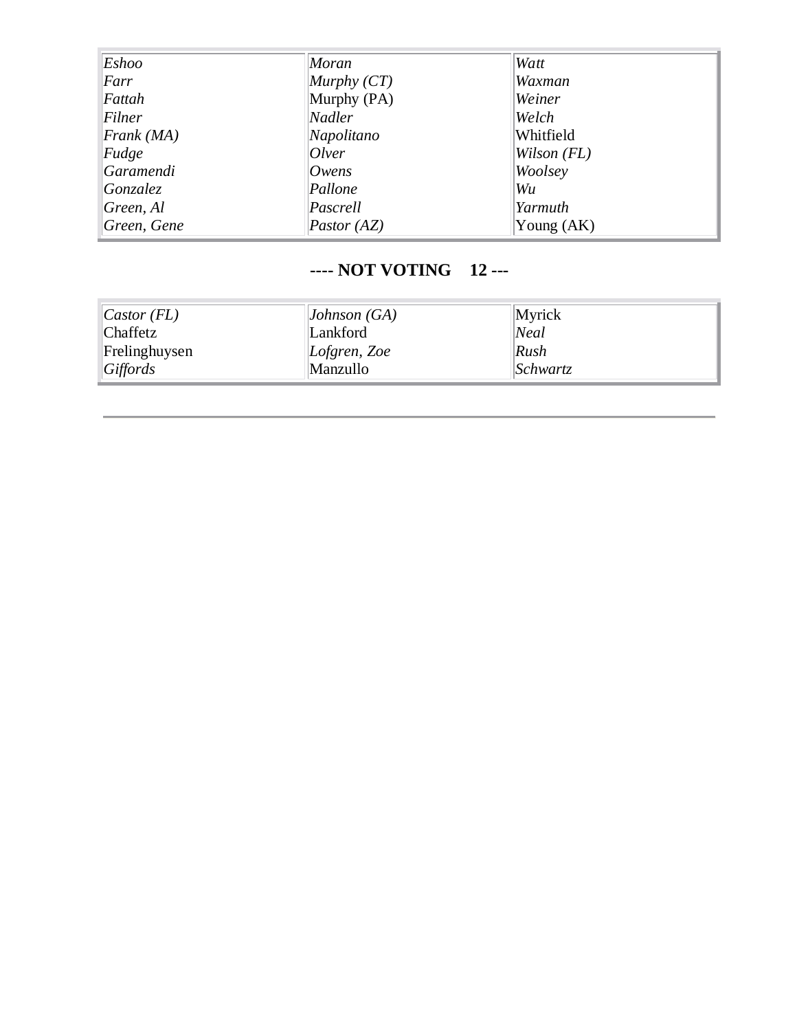| | | |
|---|---|---|
| *Eshoo*<br>*Farr*<br>*Fattah*<br>*Filner*<br>*Frank (MA)*<br>*Fudge*<br>*Garamendi*<br>*Gonzalez*<br>*Green, Al*<br>*Green, Gene* | *Moran*<br>*Murphy (CT)*<br>Murphy (PA)<br>*Nadler*<br>*Napolitano*<br>*Olver*<br>*Owens*<br>*Pallone*<br>*Pascrell*<br>*Pastor (AZ)* | *Watt*<br>*Waxman*<br>*Weiner*<br>*Welch*<br>Whitfield<br>*Wilson (FL)*<br>*Woolsey*<br>*Wu*<br>*Yarmuth*<br>Young (AK) |

**---- NOT VOTING 12 ---**

| | | |
|---|---|---|
| *Castor (FL)*<br>Chaffetz<br>Frelinghuysen<br>*Giffords* | *Johnson (GA)*<br>Lankford<br>*Lofgren, Zoe*<br>Manzullo | Myrick<br>*Neal*<br>*Rush*<br>*Schwartz* |